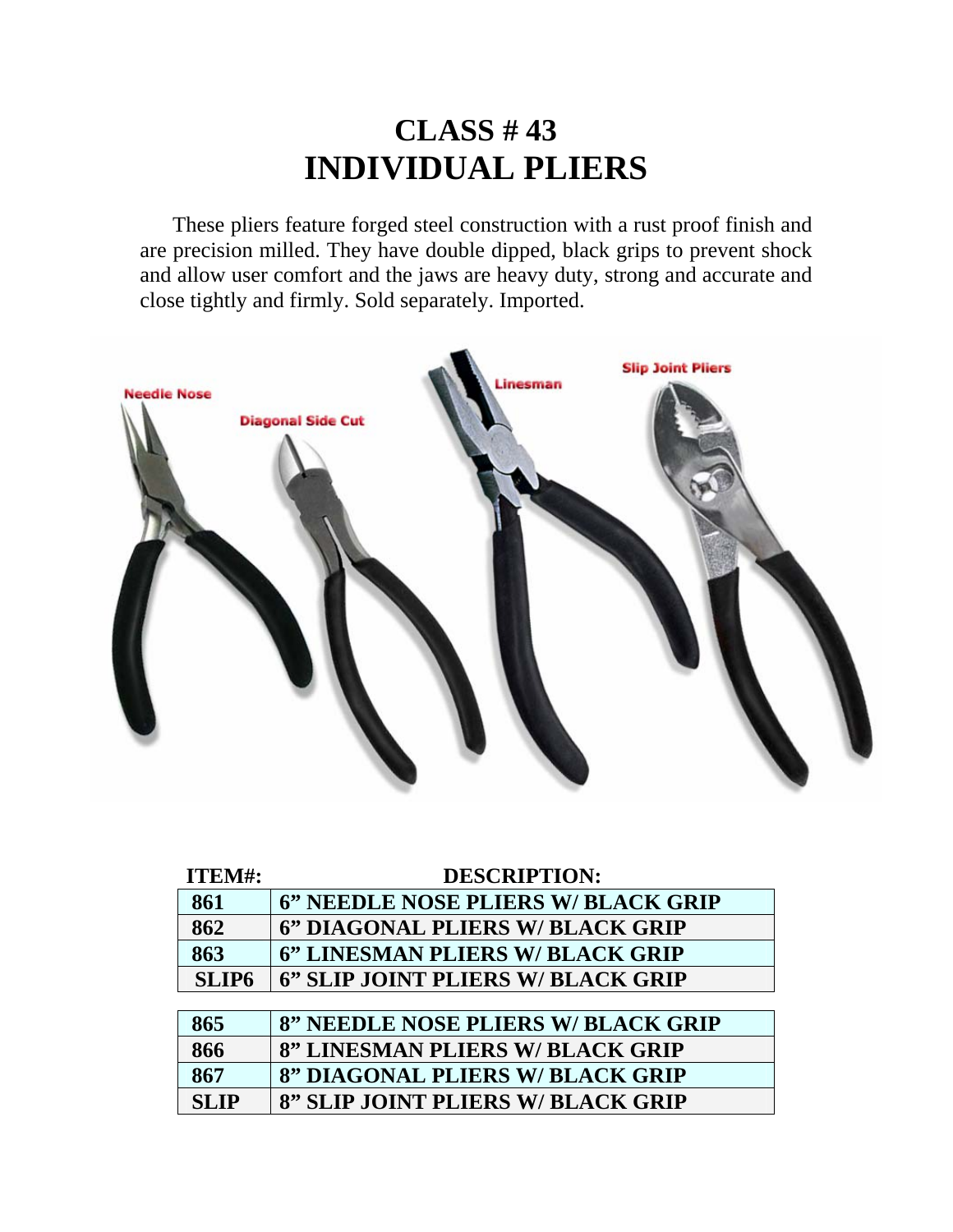# CLASS # 43
# INDIVIDUAL PLIERS

These pliers feature forged steel construction with a rust proof finish and are precision milled. They have double dipped, black grips to prevent shock and allow user comfort and the jaws are heavy duty, strong and accurate and close tightly and firmly. Sold separately. Imported.

| ITEM#: | DESCRIPTION: |
|---|---|
| 861 | 6" NEEDLE NOSE PLIERS W/ BLACK GRIP |
| 862 | 6" DIAGONAL PLIERS W/ BLACK GRIP |
| 863 | 6" LINESMAN PLIERS W/ BLACK GRIP |
| SLIP6 | 6" SLIP JOINT PLIERS W/ BLACK GRIP |
| 865 | 8" NEEDLE NOSE PLIERS W/ BLACK GRIP |
| 866 | 8" LINESMAN PLIERS W/ BLACK GRIP |
| 867 | 8" DIAGONAL PLIERS W/ BLACK GRIP |
| SLIP | 8" SLIP JOINT PLIERS W/ BLACK GRIP |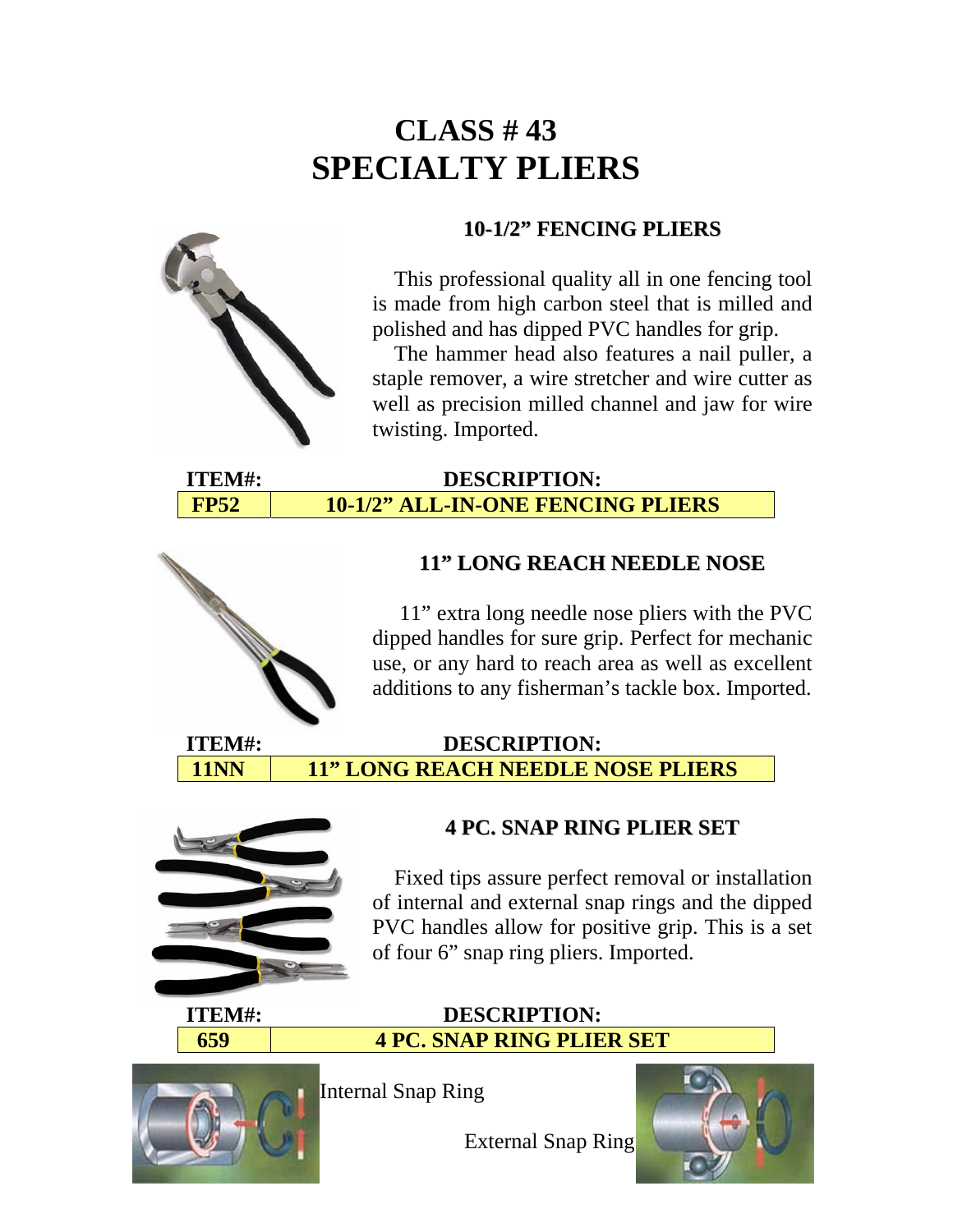# CLASS # 43
# SPECIALTY PLIERS

### 10-1/2" FENCING PLIERS

This professional quality all in one fencing tool is made from high carbon steel that is milled and polished and has dipped PVC handles for grip.

The hammer head also features a nail puller, a staple remover, a wire stretcher and wire cutter as well as precision milled channel and jaw for wire twisting. Imported.

| ITEM#: | DESCRIPTION: |
| --- | --- |
| **FP52** | **10-1/2" ALL-IN-ONE FENCING PLIERS** |

### 11" LONG REACH NEEDLE NOSE

11" extra long needle nose pliers with the PVC dipped handles for sure grip. Perfect for mechanic use, or any hard to reach area as well as excellent additions to any fisherman's tackle box. Imported.

| ITEM#: | DESCRIPTION: |
| --- | --- |
| **11NN** | **11" LONG REACH NEEDLE NOSE PLIERS** |

### 4 PC. SNAP RING PLIER SET

Fixed tips assure perfect removal or installation of internal and external snap rings and the dipped PVC handles allow for positive grip. This is a set of four 6" snap ring pliers. Imported.

| ITEM#: | DESCRIPTION: |
| --- | --- |
| **659** | **4 PC. SNAP RING PLIER SET** |

Internal Snap Ring

External Snap Ring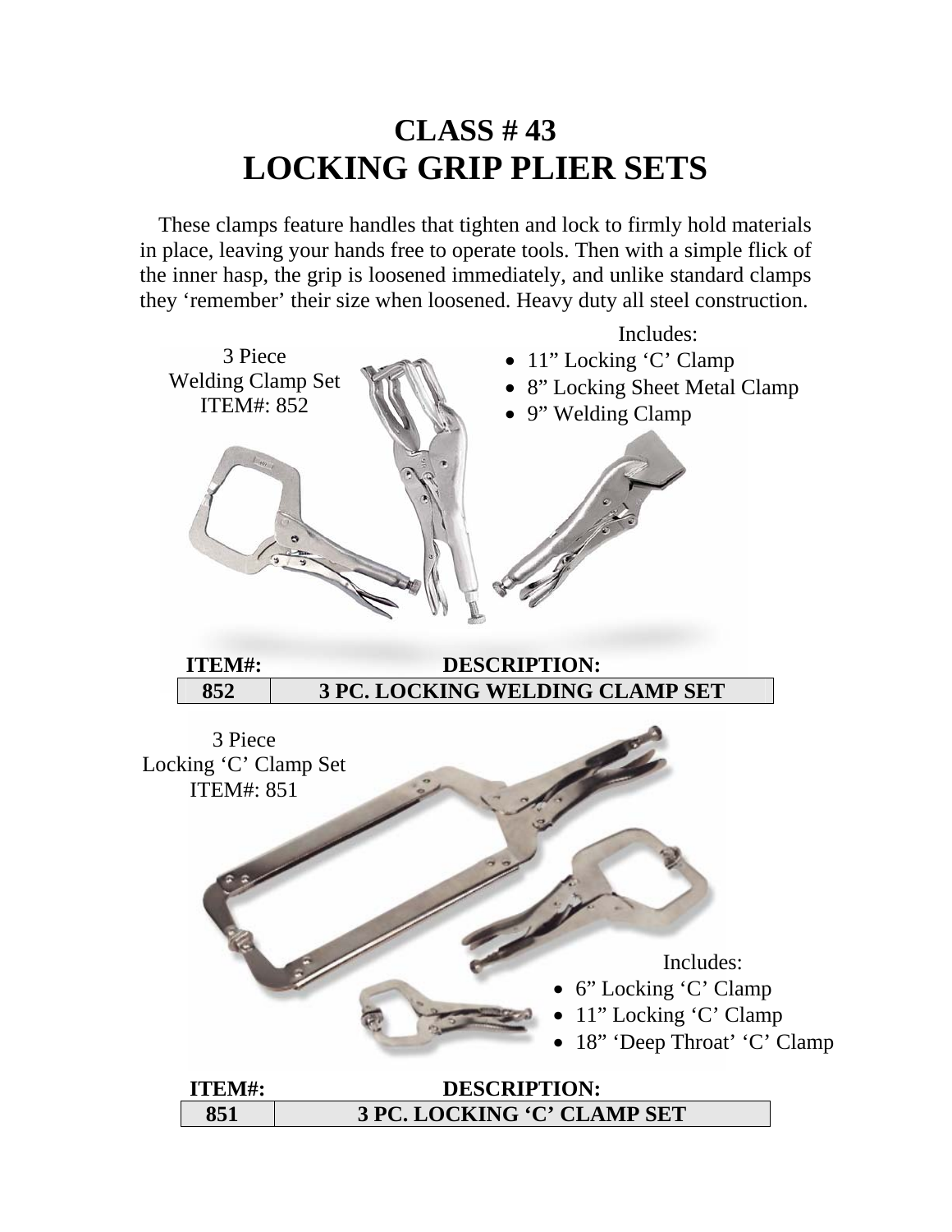# CLASS # 43
# LOCKING GRIP PLIER SETS

These clamps feature handles that tighten and lock to firmly hold materials in place, leaving your hands free to operate tools. Then with a simple flick of the inner hasp, the grip is loosened immediately, and unlike standard clamps they 'remember' their size when loosened. Heavy duty all steel construction.

3 Piece
Welding Clamp Set
ITEM#: 852

Includes:

- 11" Locking 'C' Clamp
- 8" Locking Sheet Metal Clamp
- 9" Welding Clamp

| ITEM#: | DESCRIPTION: |
|---|---|
| 852 | 3 PC. LOCKING WELDING CLAMP SET |

3 Piece
Locking 'C' Clamp Set
ITEM#: 851

Includes:

- 6" Locking 'C' Clamp
- 11" Locking 'C' Clamp
- 18" 'Deep Throat' 'C' Clamp

| ITEM#: | DESCRIPTION: |
|---|---|
| 851 | 3 PC. LOCKING 'C' CLAMP SET |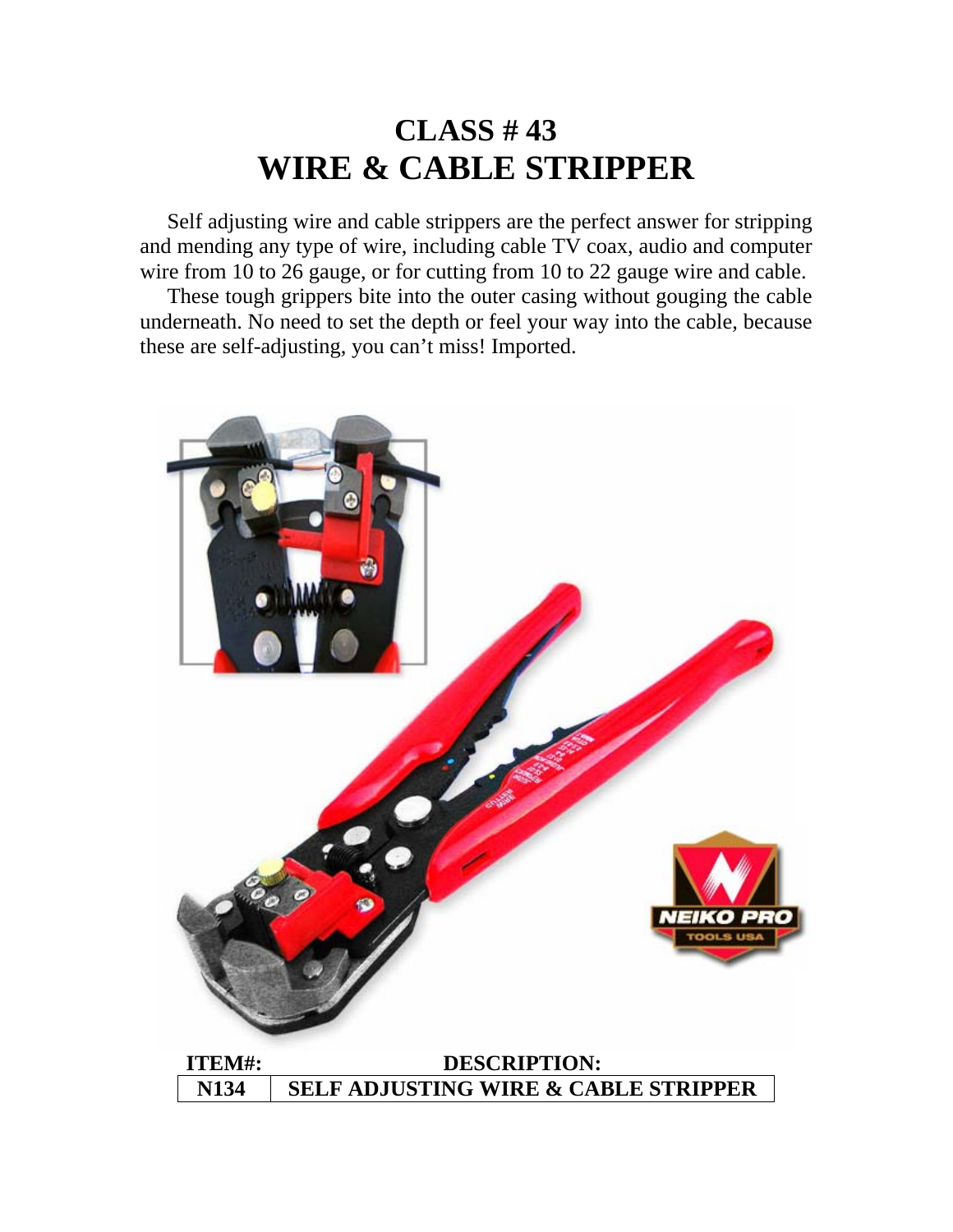# CLASS # 43
# WIRE & CABLE STRIPPER

Self adjusting wire and cable strippers are the perfect answer for stripping and mending any type of wire, including cable TV coax, audio and computer wire from 10 to 26 gauge, or for cutting from 10 to 22 gauge wire and cable.

These tough grippers bite into the outer casing without gouging the cable underneath. No need to set the depth or feel your way into the cable, because these are self-adjusting, you can't miss! Imported.

| ITEM#: | DESCRIPTION: |
| --- | --- |
| N134 | SELF ADJUSTING WIRE & CABLE STRIPPER |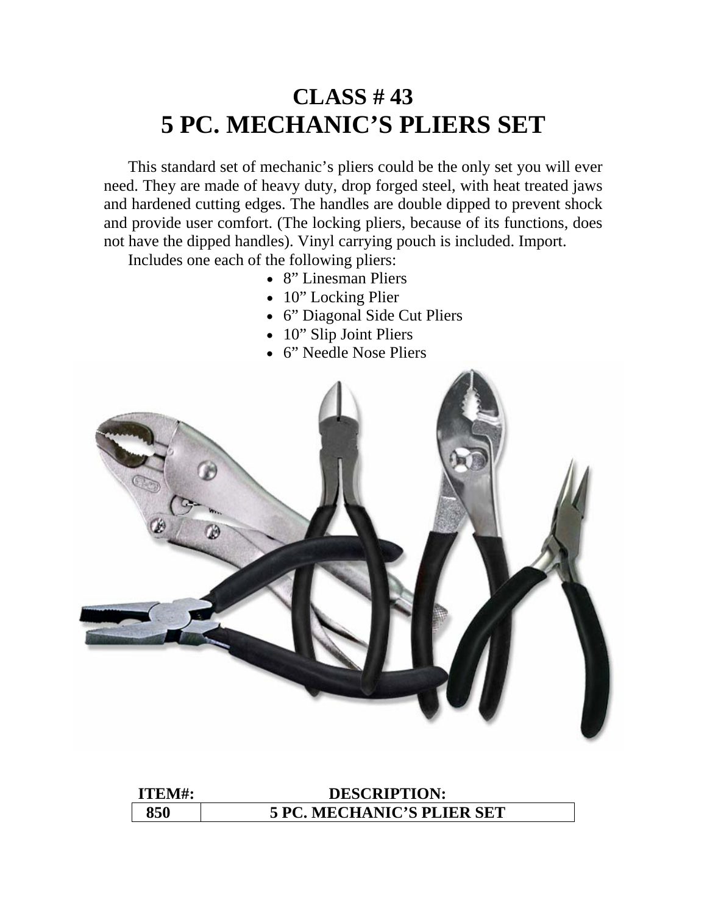# CLASS # 43
# 5 PC. MECHANIC'S PLIERS SET

This standard set of mechanic's pliers could be the only set you will ever need. They are made of heavy duty, drop forged steel, with heat treated jaws and hardened cutting edges. The handles are double dipped to prevent shock and provide user comfort. (The locking pliers, because of its functions, does not have the dipped handles). Vinyl carrying pouch is included. Import.

Includes one each of the following pliers:

- 8" Linesman Pliers
- 10" Locking Plier
- 6" Diagonal Side Cut Pliers
- 10" Slip Joint Pliers
- 6" Needle Nose Pliers

| ITEM#: | DESCRIPTION: |
|---|---|
| 850 | 5 PC. MECHANIC'S PLIER SET |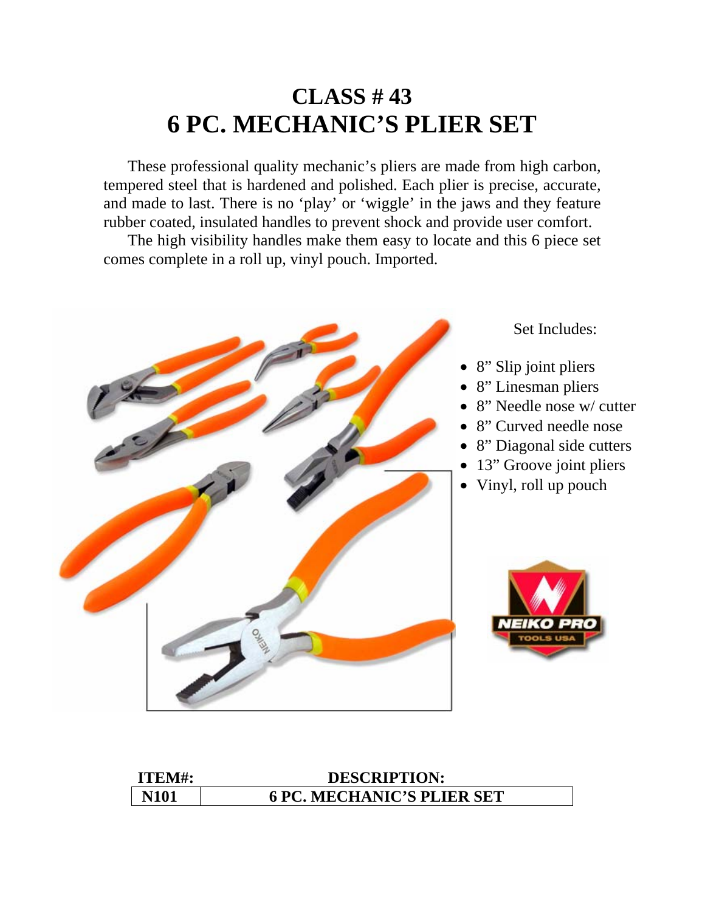# CLASS # 43
# 6 PC. MECHANIC'S PLIER SET

These professional quality mechanic's pliers are made from high carbon, tempered steel that is hardened and polished. Each plier is precise, accurate, and made to last. There is no 'play' or 'wiggle' in the jaws and they feature rubber coated, insulated handles to prevent shock and provide user comfort.

The high visibility handles make them easy to locate and this 6 piece set comes complete in a roll up, vinyl pouch. Imported.

Set Includes:

- 8" Slip joint pliers
- 8" Linesman pliers
- 8" Needle nose w/ cutter
- 8" Curved needle nose
- 8" Diagonal side cutters
- 13" Groove joint pliers
- Vinyl, roll up pouch

| ITEM#: | DESCRIPTION: |
|---|---|
| N101 | 6 PC. MECHANIC'S PLIER SET |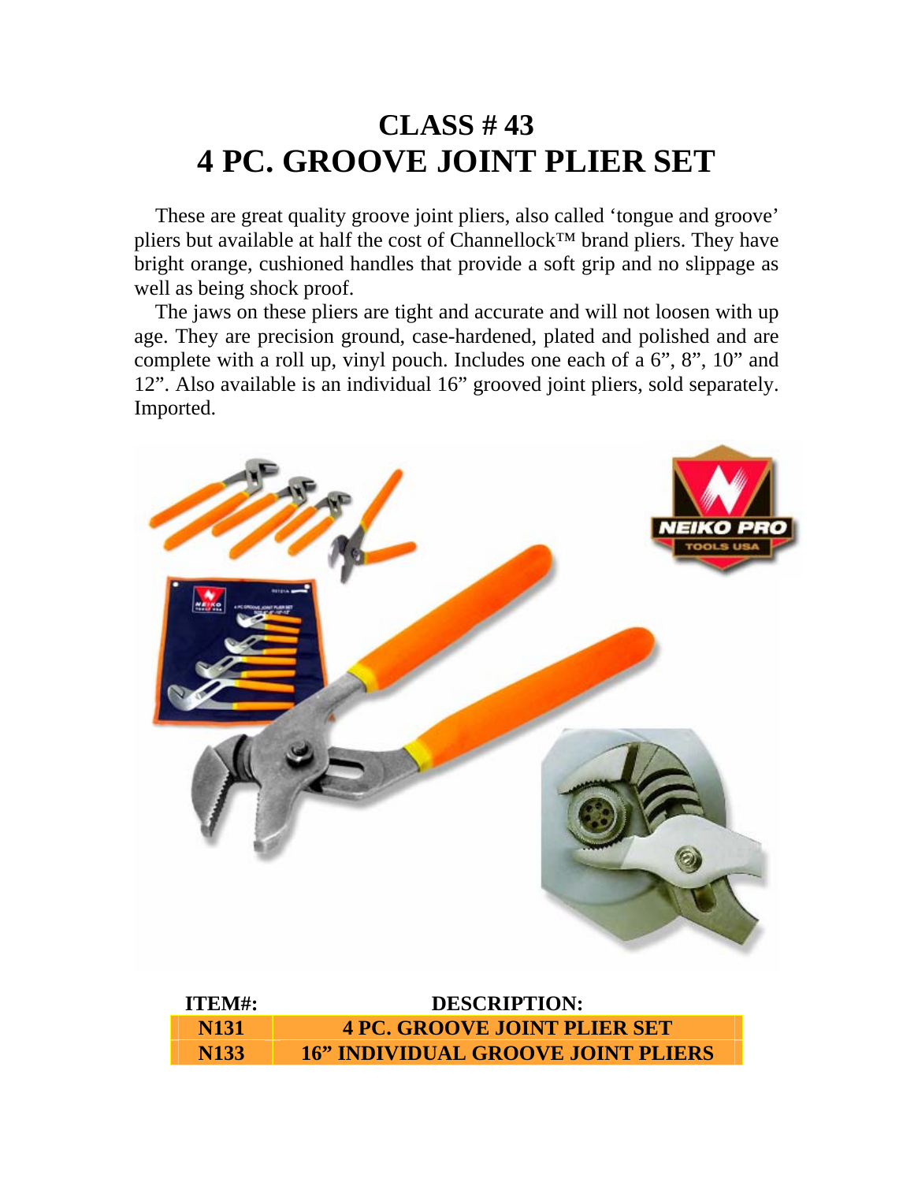# CLASS # 43
# 4 PC. GROOVE JOINT PLIER SET

These are great quality groove joint pliers, also called 'tongue and groove' pliers but available at half the cost of Channellock™ brand pliers. They have bright orange, cushioned handles that provide a soft grip and no slippage as well as being shock proof.

The jaws on these pliers are tight and accurate and will not loosen with up age. They are precision ground, case-hardened, plated and polished and are complete with a roll up, vinyl pouch. Includes one each of a 6", 8", 10" and 12". Also available is an individual 16" grooved joint pliers, sold separately. Imported.

| ITEM#: | DESCRIPTION: |
|---|---|
| **N131** | **4 PC. GROOVE JOINT PLIER SET** |
| **N133** | **16" INDIVIDUAL GROOVE JOINT PLIERS** |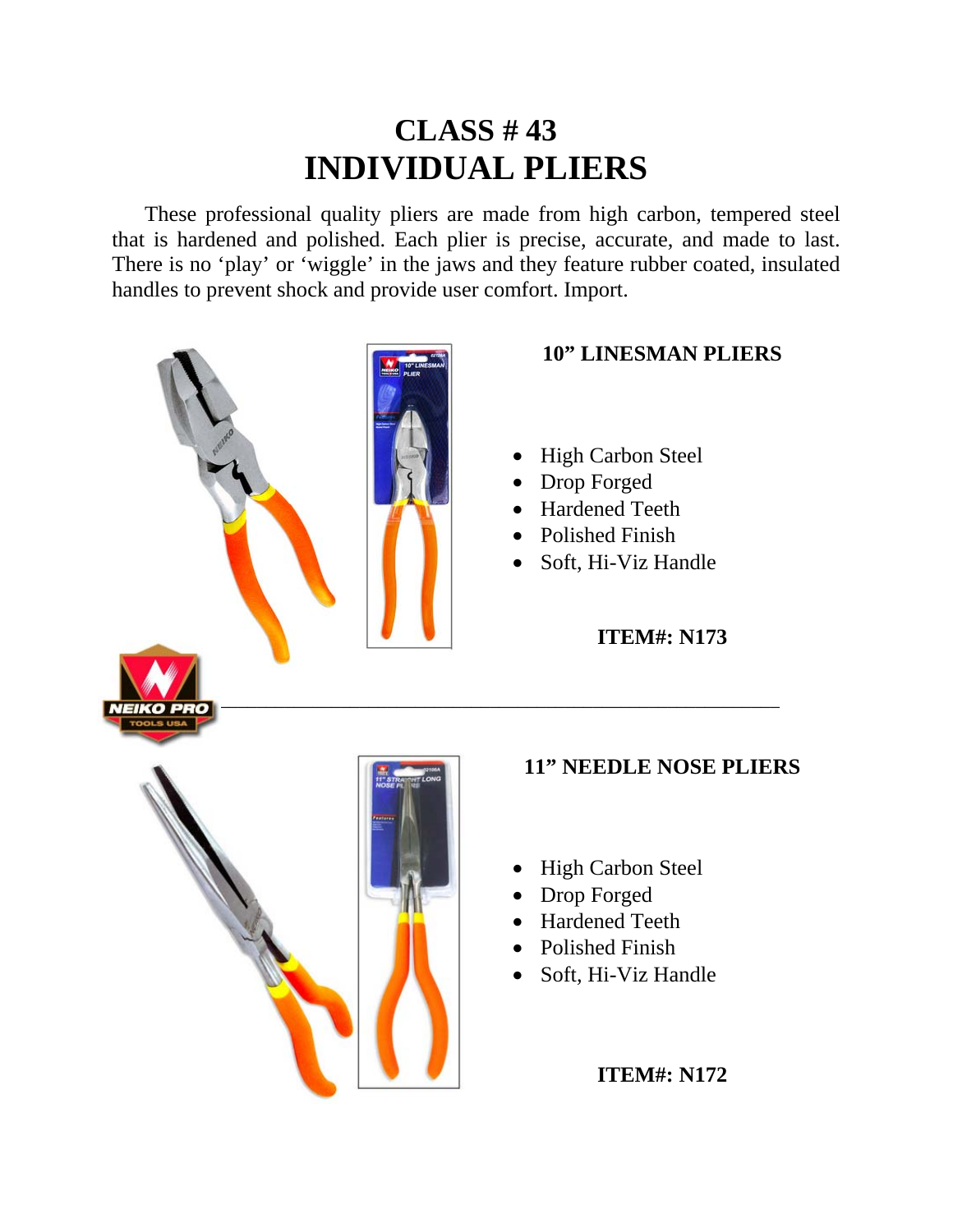# CLASS # 43
# INDIVIDUAL PLIERS

These professional quality pliers are made from high carbon, tempered steel that is hardened and polished. Each plier is precise, accurate, and made to last. There is no 'play' or 'wiggle' in the jaws and they feature rubber coated, insulated handles to prevent shock and provide user comfort. Import.

### 10" LINESMAN PLIERS

- High Carbon Steel
- Drop Forged
- Hardened Teeth
- Polished Finish
- Soft, Hi-Viz Handle

**ITEM#: N173**

---

### 11" NEEDLE NOSE PLIERS

- High Carbon Steel
- Drop Forged
- Hardened Teeth
- Polished Finish
- Soft, Hi-Viz Handle

**ITEM#: N172**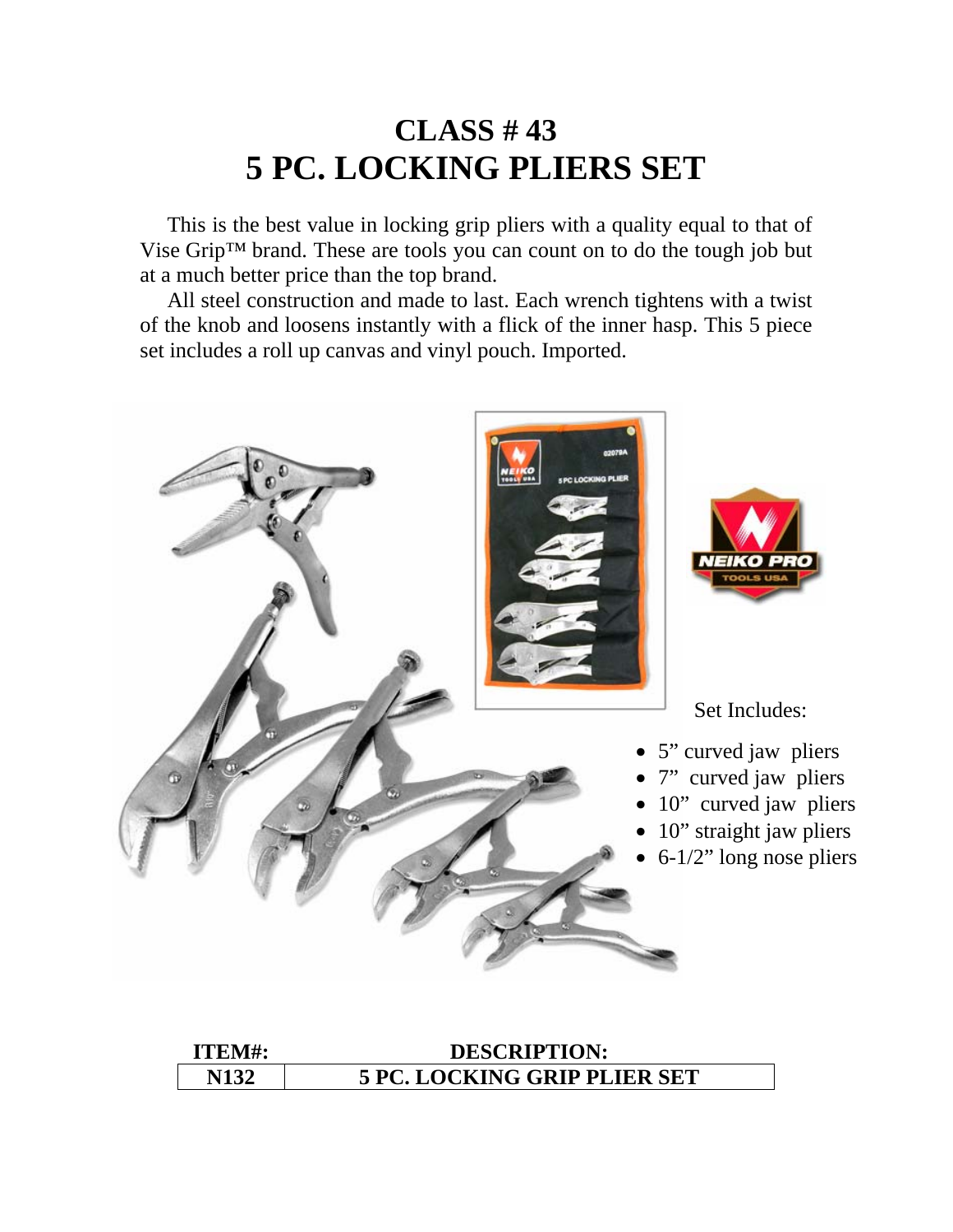# CLASS # 43
# 5 PC. LOCKING PLIERS SET

This is the best value in locking grip pliers with a quality equal to that of Vise Grip™ brand. These are tools you can count on to do the tough job but at a much better price than the top brand.

All steel construction and made to last. Each wrench tightens with a twist of the knob and loosens instantly with a flick of the inner hasp. This 5 piece set includes a roll up canvas and vinyl pouch. Imported.

Set Includes:

- 5" curved jaw pliers
- 7" curved jaw pliers
- 10" curved jaw pliers
- 10" straight jaw pliers
- 6-1/2" long nose pliers

| ITEM#: | DESCRIPTION: |
| --- | --- |
| N132 | 5 PC. LOCKING GRIP PLIER SET |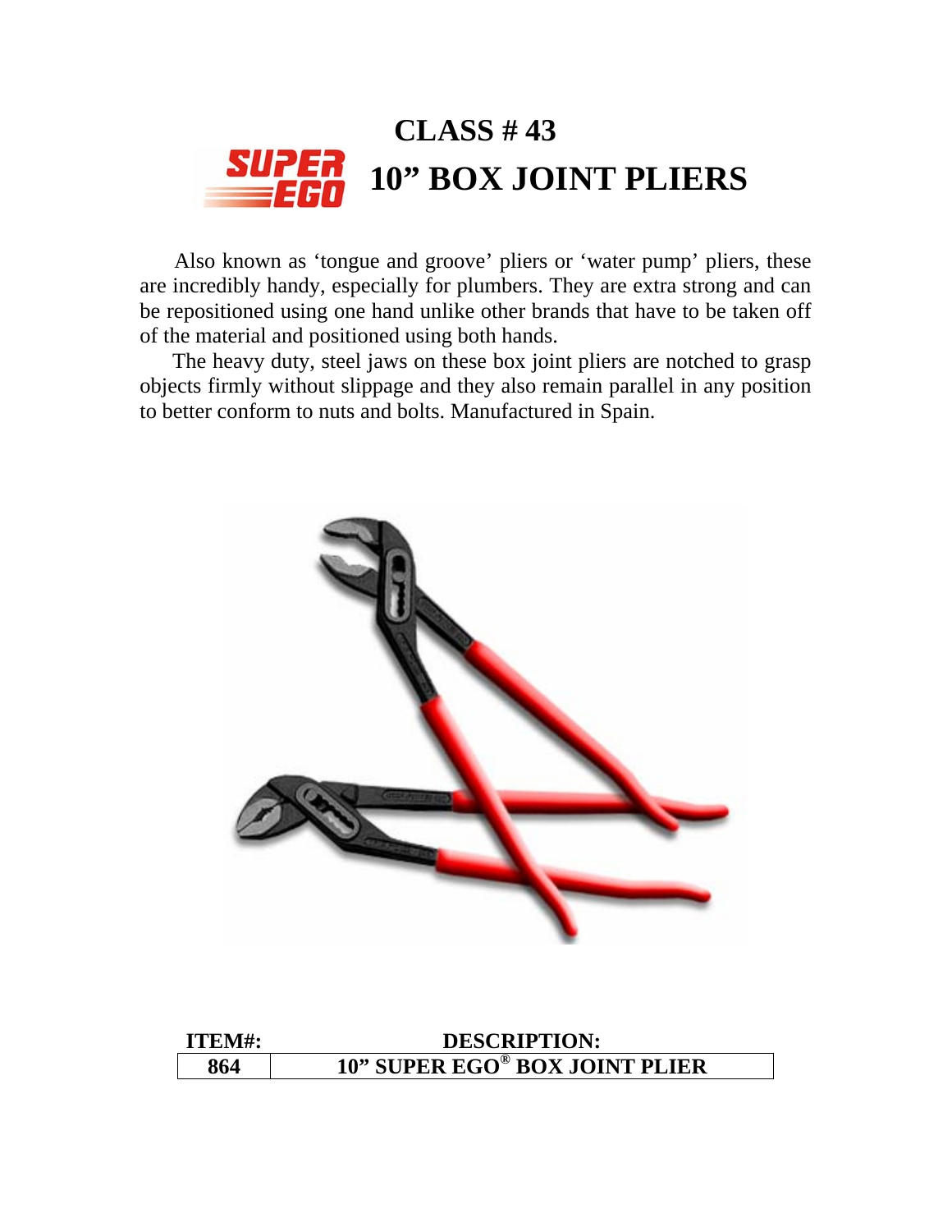# CLASS # 43

SUPER EGO

# 10” BOX JOINT PLIERS

Also known as ‘tongue and groove’ pliers or ‘water pump’ pliers, these are incredibly handy, especially for plumbers. They are extra strong and can be repositioned using one hand unlike other brands that have to be taken off of the material and positioned using both hands.

The heavy duty, steel jaws on these box joint pliers are notched to grasp objects firmly without slippage and they also remain parallel in any position to better conform to nuts and bolts. Manufactured in Spain.

| ITEM#: | DESCRIPTION: |
|---|---|
| 864 | 10” SUPER EGO® BOX JOINT PLIER |